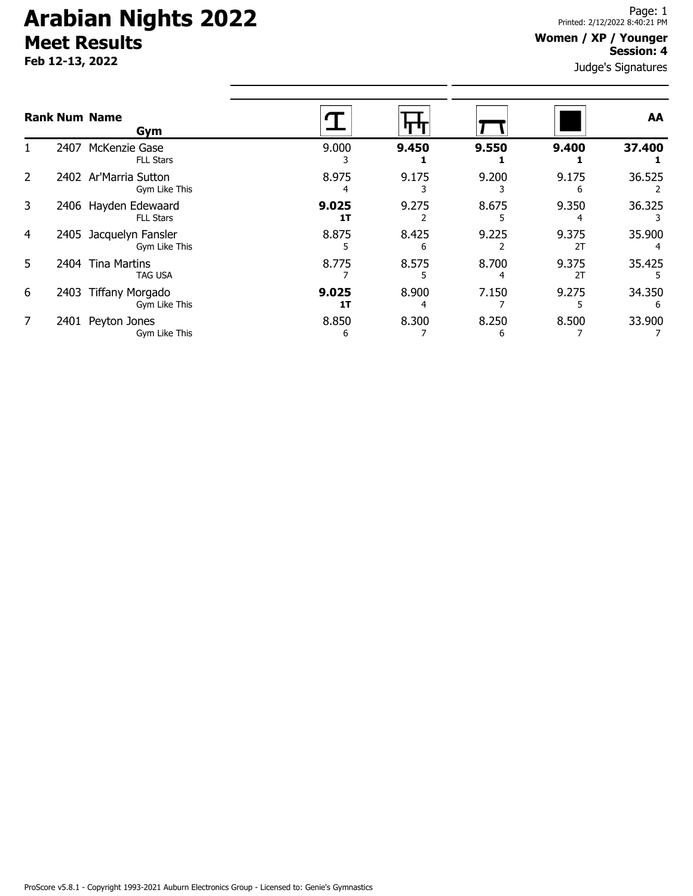# Arabian Nights 2022
## Meet Results
**Feb 12-13, 2022**

Printed: 2/12/2022 8:40:21 PM

**Women / XP / Younger**
**Session: 4**

Judge's Signatures

| Rank | Num | Name / Gym | Vault | Bars | Beam | Floor | AA |
|---|---|---|---|---|---|---|---|
| 1 | 2407 | McKenzie Gase<br>FLL Stars | 9.000<br>3 | **9.450**<br>**1** | **9.550**<br>**1** | **9.400**<br>**1** | **37.400**<br>**1** |
| 2 | 2402 | Ar'Marria Sutton<br>Gym Like This | 8.975<br>4 | 9.175<br>3 | 9.200<br>3 | 9.175<br>6 | 36.525<br>2 |
| 3 | 2406 | Hayden Edewaard<br>FLL Stars | **9.025**<br>**1T** | 9.275<br>2 | 8.675<br>5 | 9.350<br>4 | 36.325<br>3 |
| 4 | 2405 | Jacquelyn Fansler<br>Gym Like This | 8.875<br>5 | 8.425<br>6 | 9.225<br>2 | 9.375<br>2T | 35.900<br>4 |
| 5 | 2404 | Tina Martins<br>TAG USA | 8.775<br>7 | 8.575<br>5 | 8.700<br>4 | 9.375<br>2T | 35.425<br>5 |
| 6 | 2403 | Tiffany Morgado<br>Gym Like This | **9.025**<br>**1T** | 8.900<br>4 | 7.150<br>7 | 9.275<br>5 | 34.350<br>6 |
| 7 | 2401 | Peyton Jones<br>Gym Like This | 8.850<br>6 | 8.300<br>7 | 8.250<br>6 | 8.500<br>7 | 33.900<br>7 |

ProScore v5.8.1 - Copyright 1993-2021 Auburn Electronics Group - Licensed to: Genie's Gymnastics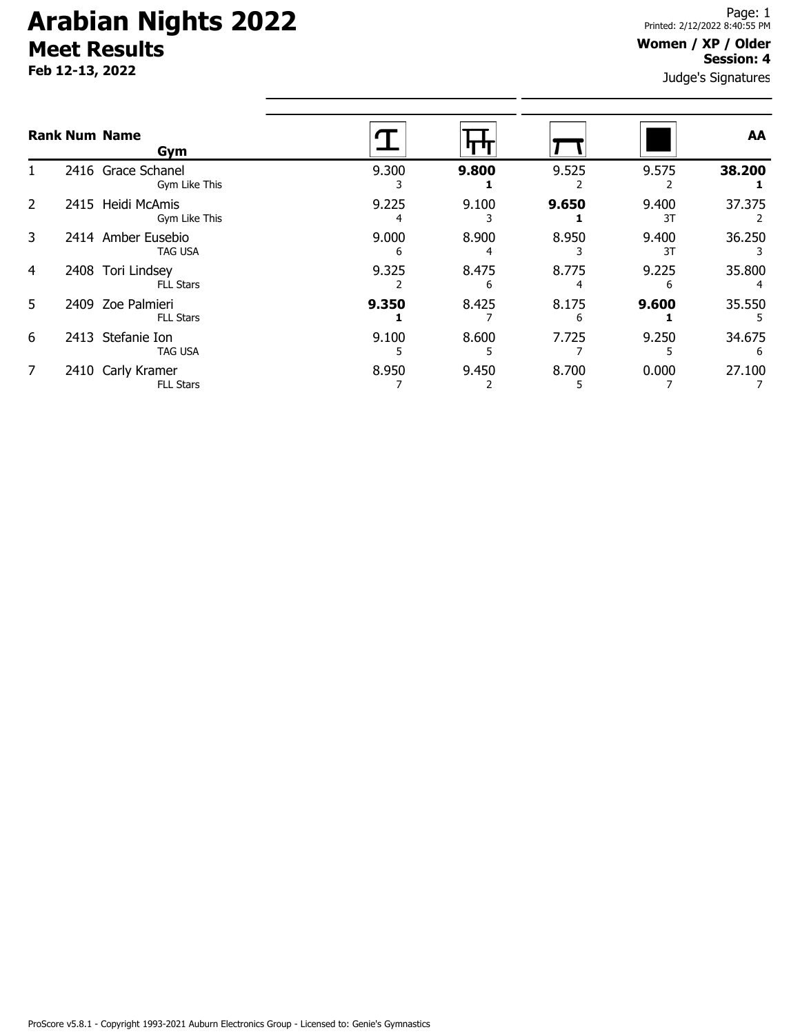# Arabian Nights 2022

## Meet Results

**Feb 12-13, 2022**

**Women / XP / Older**
**Session: 4**

Judge's Signatures

| Rank | Num | Name / Gym | Vault | Bars | Beam | Floor | AA |
|---|---|---|---|---|---|---|---|
| 1 | 2416 | Grace Schanel<br>Gym Like This | 9.300<br>3 | **9.800**<br>**1** | 9.525<br>2 | 9.575<br>2 | **38.200**<br>**1** |
| 2 | 2415 | Heidi McAmis<br>Gym Like This | 9.225<br>4 | 9.100<br>3 | **9.650**<br>**1** | 9.400<br>3T | 37.375<br>2 |
| 3 | 2414 | Amber Eusebio<br>TAG USA | 9.000<br>6 | 8.900<br>4 | 8.950<br>3 | 9.400<br>3T | 36.250<br>3 |
| 4 | 2408 | Tori Lindsey<br>FLL Stars | 9.325<br>2 | 8.475<br>6 | 8.775<br>4 | 9.225<br>6 | 35.800<br>4 |
| 5 | 2409 | Zoe Palmieri<br>FLL Stars | **9.350**<br>**1** | 8.425<br>7 | 8.175<br>6 | **9.600**<br>**1** | 35.550<br>5 |
| 6 | 2413 | Stefanie Ion<br>TAG USA | 9.100<br>5 | 8.600<br>5 | 7.725<br>7 | 9.250<br>5 | 34.675<br>6 |
| 7 | 2410 | Carly Kramer<br>FLL Stars | 8.950<br>7 | 9.450<br>2 | 8.700<br>5 | 0.000<br>7 | 27.100<br>7 |

ProScore v5.8.1 - Copyright 1993-2021 Auburn Electronics Group - Licensed to: Genie's Gymnastics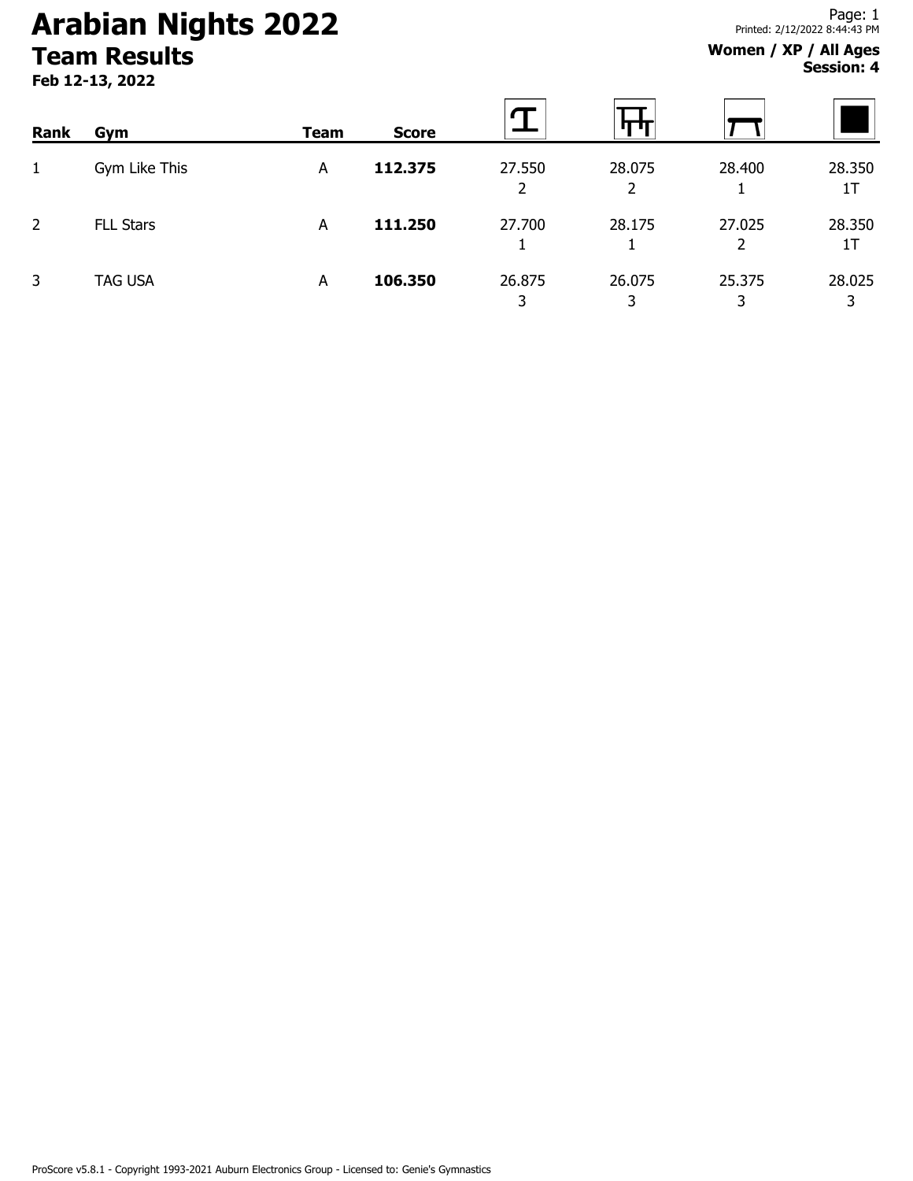# Arabian Nights 2022

## Team Results

**Feb 12-13, 2022**

**Women / XP / All Ages**
**Session: 4**

Printed: 2/12/2022 8:44:43 PM

| Rank | Gym | Team | Score | Vault | Bars | Beam | Floor |
|---|---|---|---|---|---|---|---|
| 1 | Gym Like This | A | **112.375** | 27.550<br>2 | 28.075<br>2 | 28.400<br>1 | 28.350<br>1T |
| 2 | FLL Stars | A | **111.250** | 27.700<br>1 | 28.175<br>1 | 27.025<br>2 | 28.350<br>1T |
| 3 | TAG USA | A | **106.350** | 26.875<br>3 | 26.075<br>3 | 25.375<br>3 | 28.025<br>3 |

ProScore v5.8.1 - Copyright 1993-2021 Auburn Electronics Group - Licensed to: Genie's Gymnastics